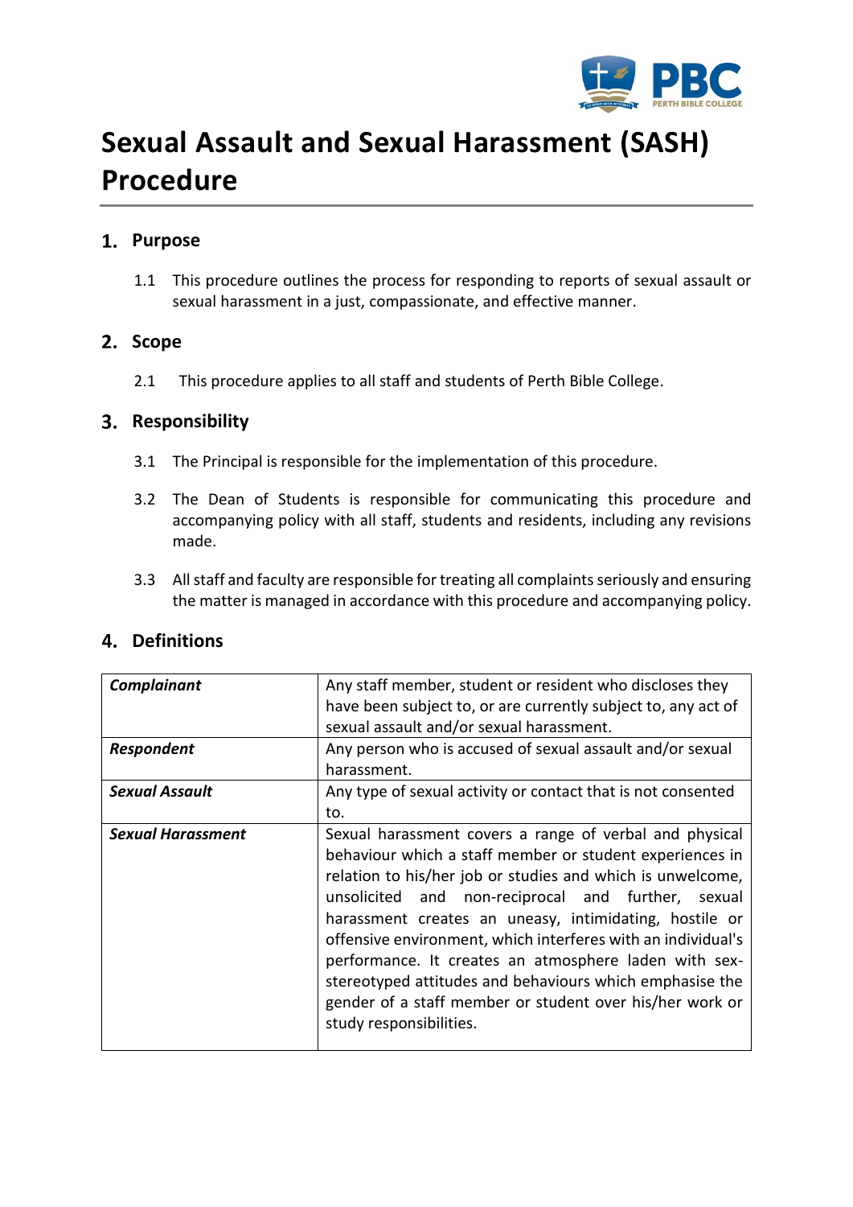# Sexual Assault and Sexual Harassment (SASH) Procedure

## 1. Purpose

1.1 This procedure outlines the process for responding to reports of sexual assault or sexual harassment in a just, compassionate, and effective manner.

## 2. Scope

2.1 This procedure applies to all staff and students of Perth Bible College.

## 3. Responsibility

3.1 The Principal is responsible for the implementation of this procedure.

3.2 The Dean of Students is responsible for communicating this procedure and accompanying policy with all staff, students and residents, including any revisions made.

3.3 All staff and faculty are responsible for treating all complaints seriously and ensuring the matter is managed in accordance with this procedure and accompanying policy.

## 4. Definitions

| | |
|---|---|
| ***Complainant*** | Any staff member, student or resident who discloses they have been subject to, or are currently subject to, any act of sexual assault and/or sexual harassment. |
| ***Respondent*** | Any person who is accused of sexual assault and/or sexual harassment. |
| ***Sexual Assault*** | Any type of sexual activity or contact that is not consented to. |
| ***Sexual Harassment*** | Sexual harassment covers a range of verbal and physical behaviour which a staff member or student experiences in relation to his/her job or studies and which is unwelcome, unsolicited and non-reciprocal and further, sexual harassment creates an uneasy, intimidating, hostile or offensive environment, which interferes with an individual's performance. It creates an atmosphere laden with sex-stereotyped attitudes and behaviours which emphasise the gender of a staff member or student over his/her work or study responsibilities. |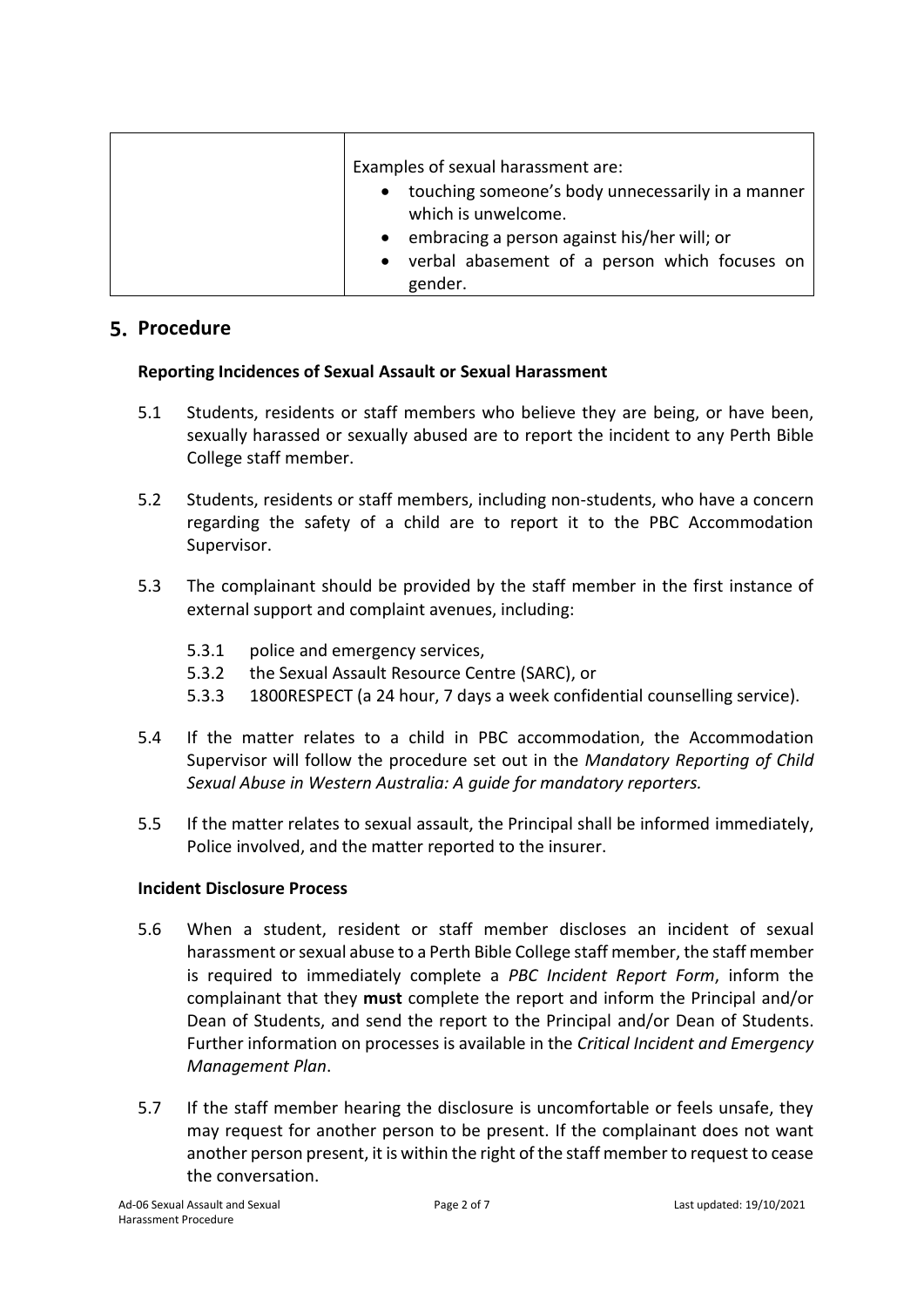|  | Examples of sexual harassment are:<br>• touching someone's body unnecessarily in a manner which is unwelcome.<br>• embracing a person against his/her will; or<br>• verbal abasement of a person which focuses on gender. |
| --- | --- |

## 5. Procedure

**Reporting Incidences of Sexual Assault or Sexual Harassment**

5.1 Students, residents or staff members who believe they are being, or have been, sexually harassed or sexually abused are to report the incident to any Perth Bible College staff member.

5.2 Students, residents or staff members, including non-students, who have a concern regarding the safety of a child are to report it to the PBC Accommodation Supervisor.

5.3 The complainant should be provided by the staff member in the first instance of external support and complaint avenues, including:

- 5.3.1 police and emergency services,
- 5.3.2 the Sexual Assault Resource Centre (SARC), or
- 5.3.3 1800RESPECT (a 24 hour, 7 days a week confidential counselling service).

5.4 If the matter relates to a child in PBC accommodation, the Accommodation Supervisor will follow the procedure set out in the *Mandatory Reporting of Child Sexual Abuse in Western Australia: A guide for mandatory reporters.*

5.5 If the matter relates to sexual assault, the Principal shall be informed immediately, Police involved, and the matter reported to the insurer.

**Incident Disclosure Process**

5.6 When a student, resident or staff member discloses an incident of sexual harassment or sexual abuse to a Perth Bible College staff member, the staff member is required to immediately complete a *PBC Incident Report Form*, inform the complainant that they **must** complete the report and inform the Principal and/or Dean of Students, and send the report to the Principal and/or Dean of Students. Further information on processes is available in the *Critical Incident and Emergency Management Plan*.

5.7 If the staff member hearing the disclosure is uncomfortable or feels unsafe, they may request for another person to be present. If the complainant does not want another person present, it is within the right of the staff member to request to cease the conversation.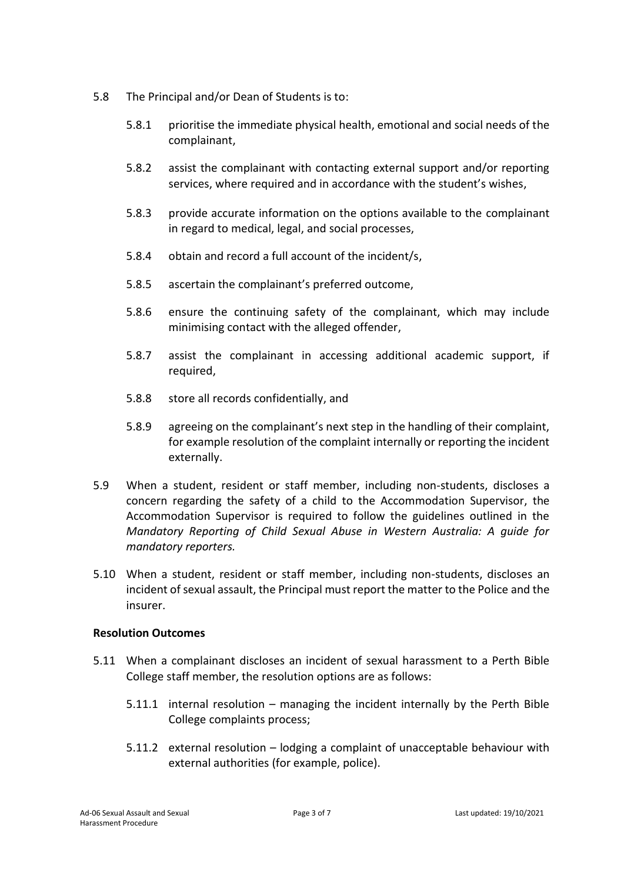5.8 The Principal and/or Dean of Students is to:

5.8.1 prioritise the immediate physical health, emotional and social needs of the complainant,

5.8.2 assist the complainant with contacting external support and/or reporting services, where required and in accordance with the student's wishes,

5.8.3 provide accurate information on the options available to the complainant in regard to medical, legal, and social processes,

5.8.4 obtain and record a full account of the incident/s,

5.8.5 ascertain the complainant's preferred outcome,

5.8.6 ensure the continuing safety of the complainant, which may include minimising contact with the alleged offender,

5.8.7 assist the complainant in accessing additional academic support, if required,

5.8.8 store all records confidentially, and

5.8.9 agreeing on the complainant's next step in the handling of their complaint, for example resolution of the complaint internally or reporting the incident externally.

5.9 When a student, resident or staff member, including non-students, discloses a concern regarding the safety of a child to the Accommodation Supervisor, the Accommodation Supervisor is required to follow the guidelines outlined in the *Mandatory Reporting of Child Sexual Abuse in Western Australia: A guide for mandatory reporters.*

5.10 When a student, resident or staff member, including non-students, discloses an incident of sexual assault, the Principal must report the matter to the Police and the insurer.

**Resolution Outcomes**

5.11 When a complainant discloses an incident of sexual harassment to a Perth Bible College staff member, the resolution options are as follows:

5.11.1 internal resolution – managing the incident internally by the Perth Bible College complaints process;

5.11.2 external resolution – lodging a complaint of unacceptable behaviour with external authorities (for example, police).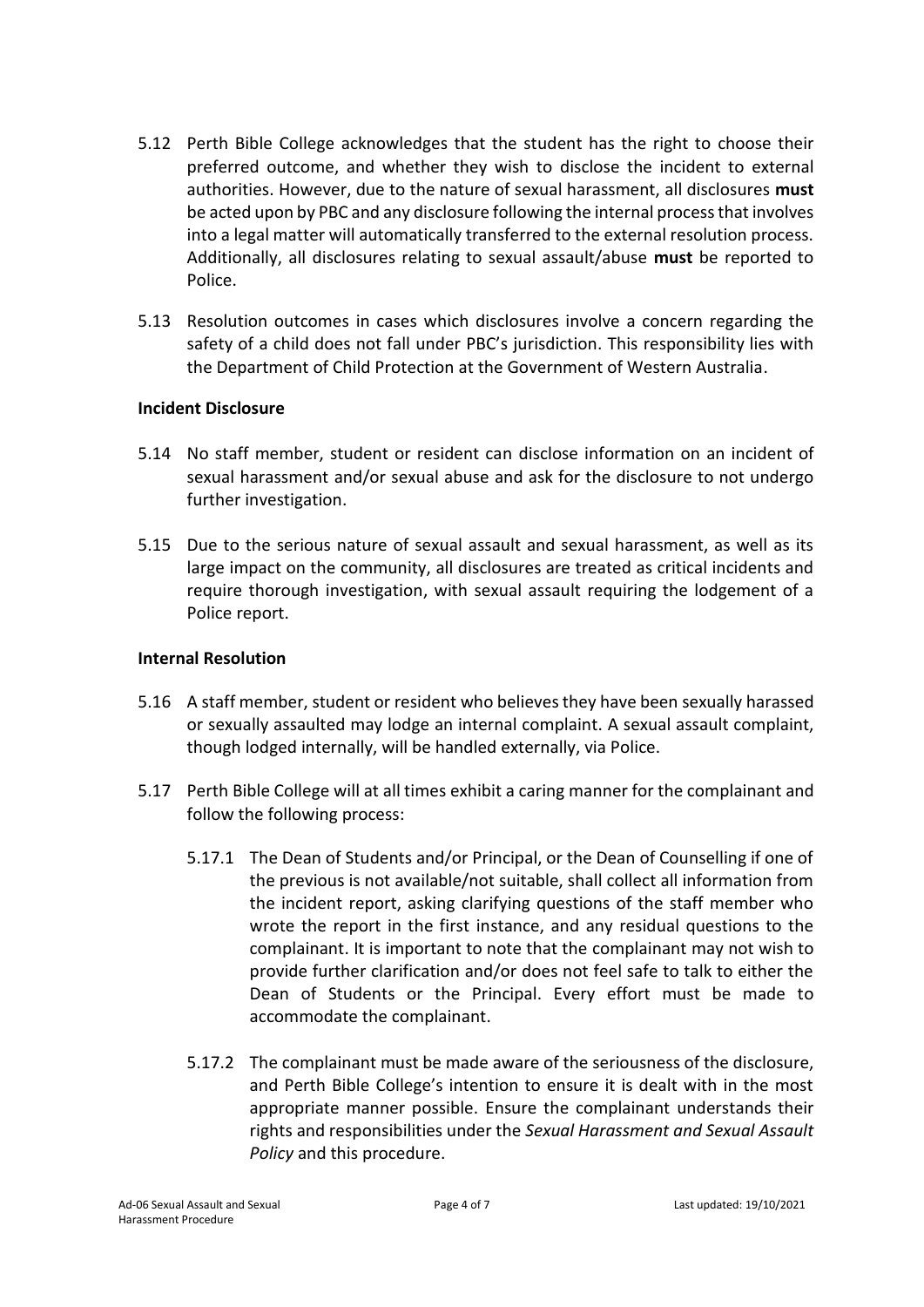5.12 Perth Bible College acknowledges that the student has the right to choose their preferred outcome, and whether they wish to disclose the incident to external authorities. However, due to the nature of sexual harassment, all disclosures **must** be acted upon by PBC and any disclosure following the internal process that involves into a legal matter will automatically transferred to the external resolution process. Additionally, all disclosures relating to sexual assault/abuse **must** be reported to Police.

5.13 Resolution outcomes in cases which disclosures involve a concern regarding the safety of a child does not fall under PBC's jurisdiction. This responsibility lies with the Department of Child Protection at the Government of Western Australia.

**Incident Disclosure**

5.14 No staff member, student or resident can disclose information on an incident of sexual harassment and/or sexual abuse and ask for the disclosure to not undergo further investigation.

5.15 Due to the serious nature of sexual assault and sexual harassment, as well as its large impact on the community, all disclosures are treated as critical incidents and require thorough investigation, with sexual assault requiring the lodgement of a Police report.

**Internal Resolution**

5.16 A staff member, student or resident who believes they have been sexually harassed or sexually assaulted may lodge an internal complaint. A sexual assault complaint, though lodged internally, will be handled externally, via Police.

5.17 Perth Bible College will at all times exhibit a caring manner for the complainant and follow the following process:

5.17.1 The Dean of Students and/or Principal, or the Dean of Counselling if one of the previous is not available/not suitable, shall collect all information from the incident report, asking clarifying questions of the staff member who wrote the report in the first instance, and any residual questions to the complainant. It is important to note that the complainant may not wish to provide further clarification and/or does not feel safe to talk to either the Dean of Students or the Principal. Every effort must be made to accommodate the complainant.

5.17.2 The complainant must be made aware of the seriousness of the disclosure, and Perth Bible College's intention to ensure it is dealt with in the most appropriate manner possible. Ensure the complainant understands their rights and responsibilities under the *Sexual Harassment and Sexual Assault Policy* and this procedure.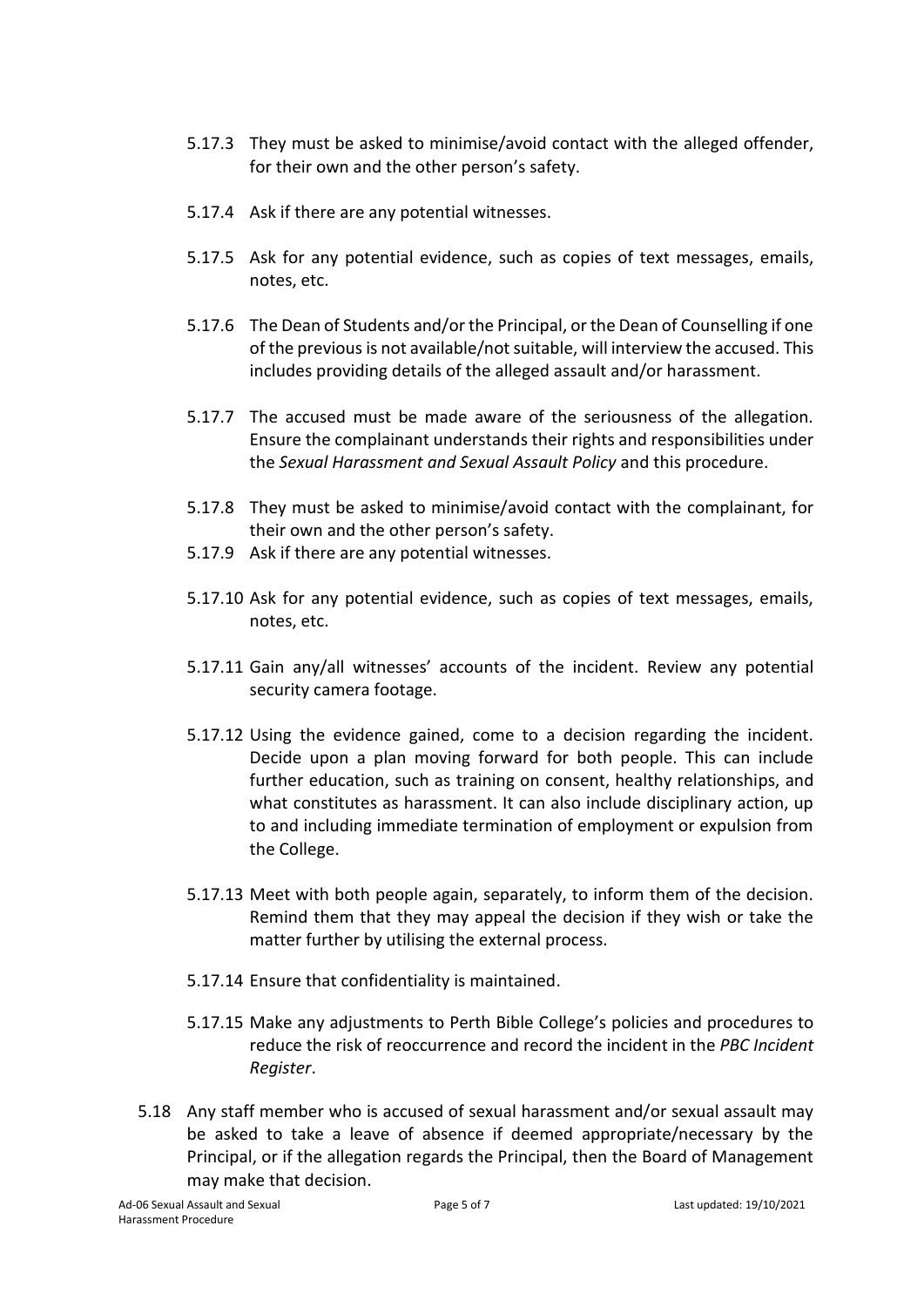5.17.3 They must be asked to minimise/avoid contact with the alleged offender, for their own and the other person's safety.

5.17.4 Ask if there are any potential witnesses.

5.17.5 Ask for any potential evidence, such as copies of text messages, emails, notes, etc.

5.17.6 The Dean of Students and/or the Principal, or the Dean of Counselling if one of the previous is not available/not suitable, will interview the accused. This includes providing details of the alleged assault and/or harassment.

5.17.7 The accused must be made aware of the seriousness of the allegation. Ensure the complainant understands their rights and responsibilities under the *Sexual Harassment and Sexual Assault Policy* and this procedure.

5.17.8 They must be asked to minimise/avoid contact with the complainant, for their own and the other person's safety.

5.17.9 Ask if there are any potential witnesses.

5.17.10 Ask for any potential evidence, such as copies of text messages, emails, notes, etc.

5.17.11 Gain any/all witnesses' accounts of the incident. Review any potential security camera footage.

5.17.12 Using the evidence gained, come to a decision regarding the incident. Decide upon a plan moving forward for both people. This can include further education, such as training on consent, healthy relationships, and what constitutes as harassment. It can also include disciplinary action, up to and including immediate termination of employment or expulsion from the College.

5.17.13 Meet with both people again, separately, to inform them of the decision. Remind them that they may appeal the decision if they wish or take the matter further by utilising the external process.

5.17.14 Ensure that confidentiality is maintained.

5.17.15 Make any adjustments to Perth Bible College's policies and procedures to reduce the risk of reoccurrence and record the incident in the *PBC Incident Register*.

5.18 Any staff member who is accused of sexual harassment and/or sexual assault may be asked to take a leave of absence if deemed appropriate/necessary by the Principal, or if the allegation regards the Principal, then the Board of Management may make that decision.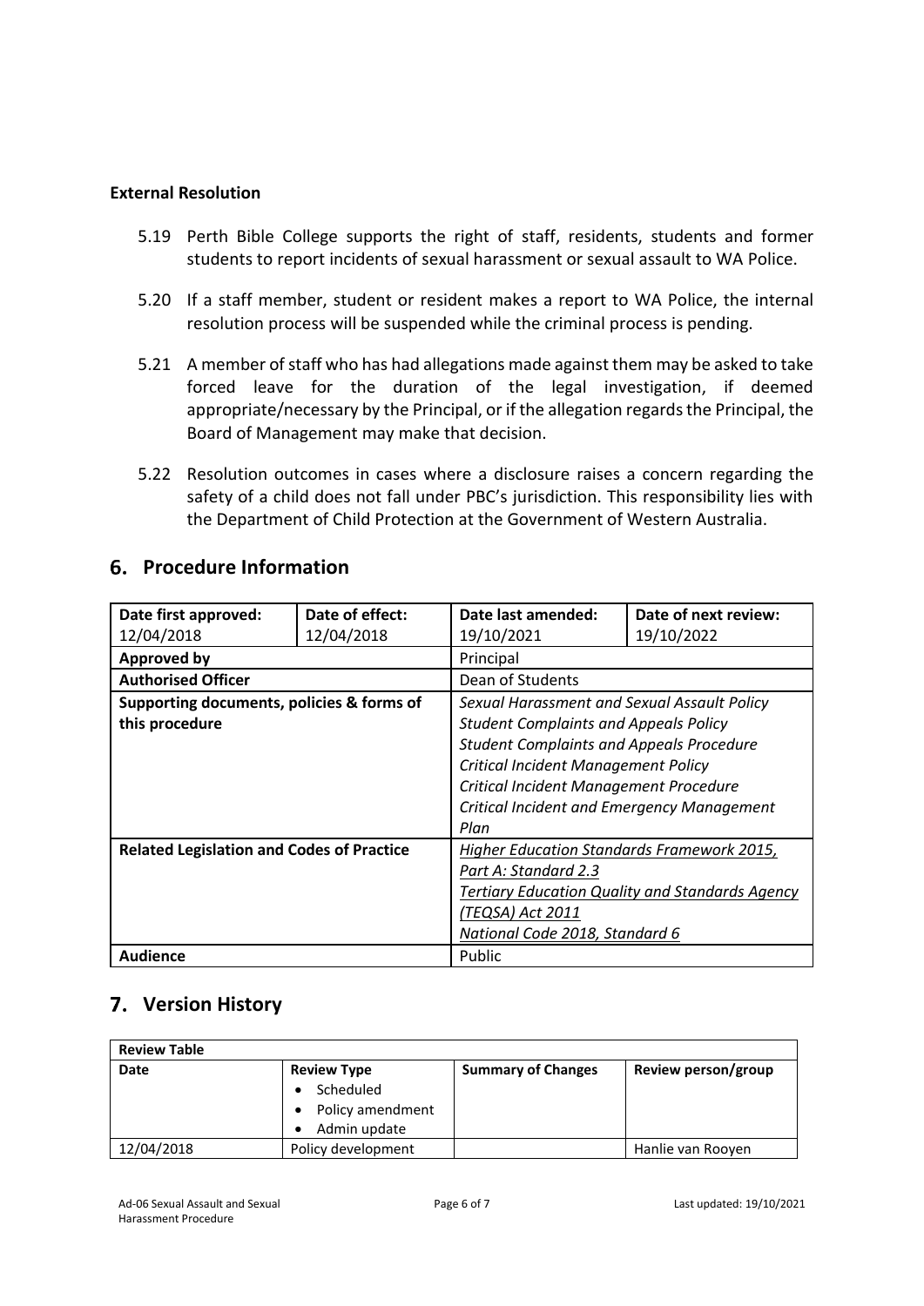**External Resolution**

5.19 Perth Bible College supports the right of staff, residents, students and former students to report incidents of sexual harassment or sexual assault to WA Police.

5.20 If a staff member, student or resident makes a report to WA Police, the internal resolution process will be suspended while the criminal process is pending.

5.21 A member of staff who has had allegations made against them may be asked to take forced leave for the duration of the legal investigation, if deemed appropriate/necessary by the Principal, or if the allegation regards the Principal, the Board of Management may make that decision.

5.22 Resolution outcomes in cases where a disclosure raises a concern regarding the safety of a child does not fall under PBC's jurisdiction. This responsibility lies with the Department of Child Protection at the Government of Western Australia.

## 6. Procedure Information

| **Date first approved:** 12/04/2018 | **Date of effect:** 12/04/2018 | **Date last amended:** 19/10/2021 | **Date of next review:** 19/10/2022 |
|---|---|---|---|
| **Approved by** | | Principal | |
| **Authorised Officer** | | Dean of Students | |
| **Supporting documents, policies & forms of this procedure** | | *Sexual Harassment and Sexual Assault Policy*<br>*Student Complaints and Appeals Policy*<br>*Student Complaints and Appeals Procedure*<br>*Critical Incident Management Policy*<br>*Critical Incident Management Procedure*<br>*Critical Incident and Emergency Management Plan* | |
| **Related Legislation and Codes of Practice** | | *Higher Education Standards Framework 2015, Part A: Standard 2.3*<br>*Tertiary Education Quality and Standards Agency (TEQSA) Act 2011*<br>*National Code 2018, Standard 6* | |
| **Audience** | | Public | |

## 7. Version History

| **Review Table** | | | |
|---|---|---|---|
| **Date** | **Review Type**<br>• Scheduled<br>• Policy amendment<br>• Admin update | **Summary of Changes** | **Review person/group** |
| 12/04/2018 | Policy development | | Hanlie van Rooyen |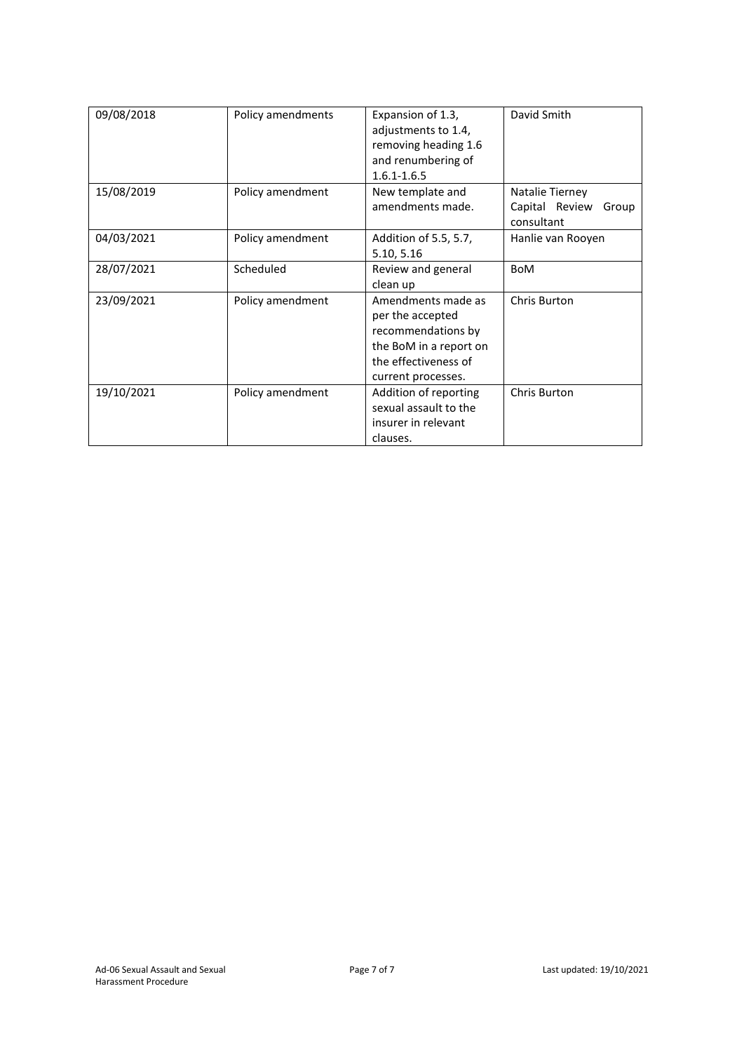| | | | |
|---|---|---|---|
| 09/08/2018 | Policy amendments | Expansion of 1.3, adjustments to 1.4, removing heading 1.6 and renumbering of 1.6.1-1.6.5 | David Smith |
| 15/08/2019 | Policy amendment | New template and amendments made. | Natalie Tierney Capital Review Group consultant |
| 04/03/2021 | Policy amendment | Addition of 5.5, 5.7, 5.10, 5.16 | Hanlie van Rooyen |
| 28/07/2021 | Scheduled | Review and general clean up | BoM |
| 23/09/2021 | Policy amendment | Amendments made as per the accepted recommendations by the BoM in a report on the effectiveness of current processes. | Chris Burton |
| 19/10/2021 | Policy amendment | Addition of reporting sexual assault to the insurer in relevant clauses. | Chris Burton |